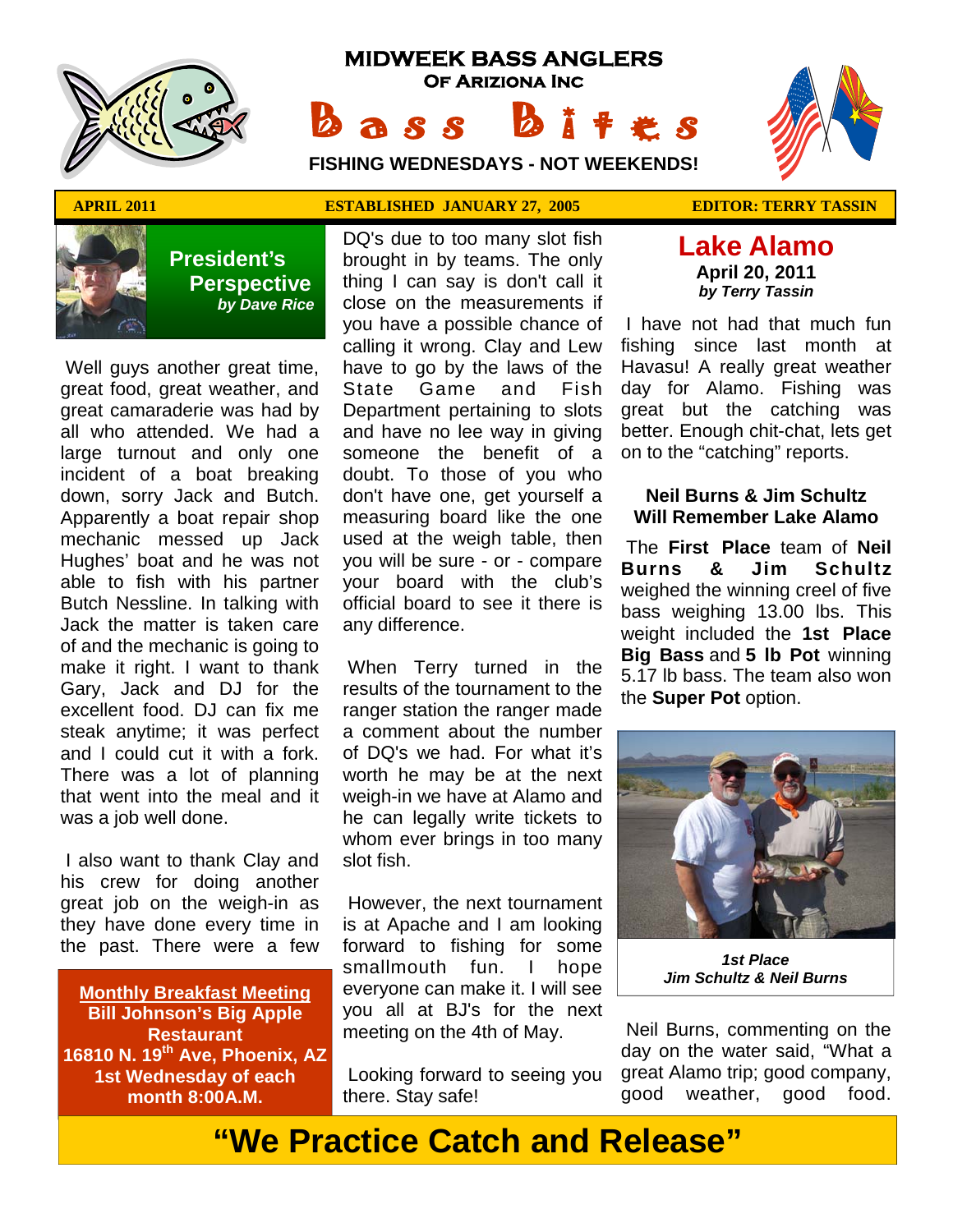# MIDWEEK BASS ANGLERS

**Of Arizona Inc**

# Bass Bites

**FISHING WEDNESDAYS - NOT WEEKENDS!**

**APRIL 2011** | **ESTABLISHED JANUARY 27, 2005** | **EDITOR: TERRY TASSIN**

## President's Perspective

*by Dave Rice*

Well guys another great time, great food, great weather, and great camaraderie was had by all who attended. We had a large turnout and only one incident of a boat breaking down, sorry Jack and Butch. Apparently a boat repair shop mechanic messed up Jack Hughes' boat and he was not able to fish with his partner Butch Nessline. In talking with Jack the matter is taken care of and the mechanic is going to make it right. I want to thank Gary, Jack and DJ for the excellent food. DJ can fix me steak anytime; it was perfect and I could cut it with a fork. There was a lot of planning that went into the meal and it was a job well done.

I also want to thank Clay and his crew for doing another great job on the weigh-in as they have done every time in the past. There were a few DQ's due to too many slot fish brought in by teams. The only thing I can say is don't call it close on the measurements if you have a possible chance of calling it wrong. Clay and Lew have to go by the laws of the State Game and Fish Department pertaining to slots and have no lee way in giving someone the benefit of a doubt. To those of you who don't have one, get yourself a measuring board like the one used at the weigh table, then you will be sure - or - compare your board with the club's official board to see it there is any difference.

When Terry turned in the results of the tournament to the ranger station the ranger made a comment about the number of DQ's we had. For what it's worth he may be at the next weigh-in we have at Alamo and he can legally write tickets to whom ever brings in too many slot fish.

However, the next tournament is at Apache and I am looking forward to fishing for some smallmouth fun. I hope everyone can make it. I will see you all at BJ's for the next meeting on the 4th of May.

Looking forward to seeing you there. Stay safe!

**Monthly Breakfast Meeting**
**Bill Johnson's Big Apple Restaurant**
**16810 N. 19th Ave, Phoenix, AZ**
**1st Wednesday of each month 8:00A.M.**

## Lake Alamo

**April 20, 2011**

***by Terry Tassin***

I have not had that much fun fishing since last month at Havasu! A really great weather day for Alamo. Fishing was great but the catching was better. Enough chit-chat, lets get on to the "catching" reports.

### Neil Burns & Jim Schultz Will Remember Lake Alamo

The **First Place** team of **Neil Burns & Jim Schultz** weighed the winning creel of five bass weighing 13.00 lbs. This weight included the **1st Place Big Bass** and **5 lb Pot** winning 5.17 lb bass. The team also won the **Super Pot** option.

***1st Place***
***Jim Schultz & Neil Burns***

Neil Burns, commenting on the day on the water said, "What a great Alamo trip; good company, good weather, good food.

## "We Practice Catch and Release"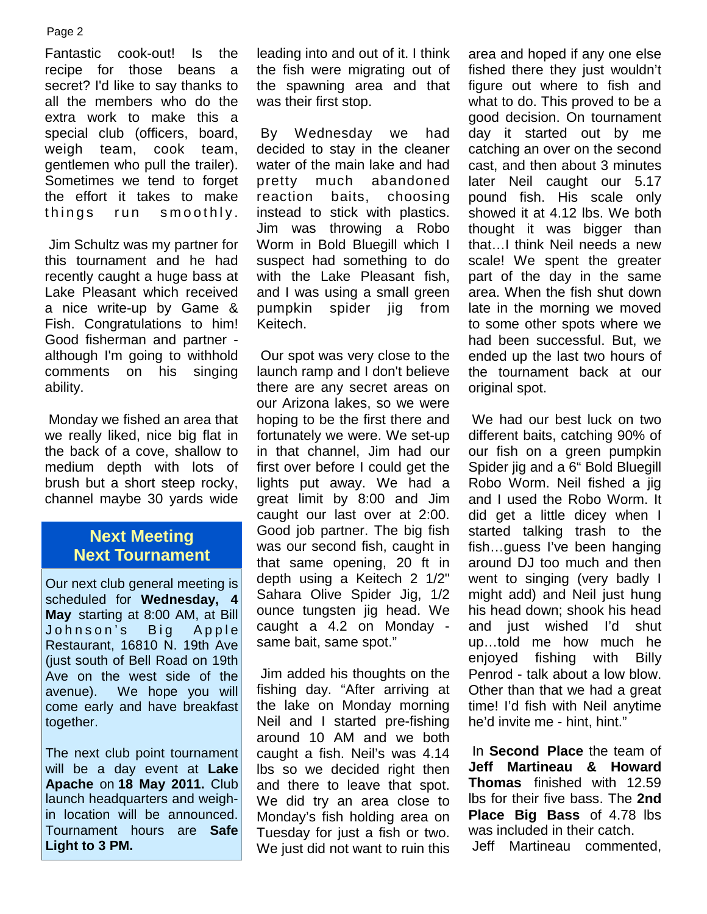Fantastic cook-out! Is the recipe for those beans a secret? I'd like to say thanks to all the members who do the extra work to make this a special club (officers, board, weigh team, cook team, gentlemen who pull the trailer). Sometimes we tend to forget the effort it takes to make things run smoothly.

Jim Schultz was my partner for this tournament and he had recently caught a huge bass at Lake Pleasant which received a nice write-up by Game & Fish. Congratulations to him! Good fisherman and partner - although I'm going to withhold comments on his singing ability.

Monday we fished an area that we really liked, nice big flat in the back of a cove, shallow to medium depth with lots of brush but a short steep rocky, channel maybe 30 yards wide

## Next Meeting Next Tournament

Our next club general meeting is scheduled for **Wednesday, 4 May** starting at 8:00 AM, at Bill Johnson's Big Apple Restaurant, 16810 N. 19th Ave (just south of Bell Road on 19th Ave on the west side of the avenue). We hope you will come early and have breakfast together.

The next club point tournament will be a day event at **Lake Apache** on **18 May 2011.** Club launch headquarters and weigh-in location will be announced. Tournament hours are **Safe Light to 3 PM.**

leading into and out of it. I think the fish were migrating out of the spawning area and that was their first stop.

By Wednesday we had decided to stay in the cleaner water of the main lake and had pretty much abandoned reaction baits, choosing instead to stick with plastics. Jim was throwing a Robo Worm in Bold Bluegill which I suspect had something to do with the Lake Pleasant fish, and I was using a small green pumpkin spider jig from Keitech.

Our spot was very close to the launch ramp and I don't believe there are any secret areas on our Arizona lakes, so we were hoping to be the first there and fortunately we were. We set-up in that channel, Jim had our first over before I could get the lights put away. We had a great limit by 8:00 and Jim caught our last over at 2:00. Good job partner. The big fish was our second fish, caught in that same opening, 20 ft in depth using a Keitech 2 1/2" Sahara Olive Spider Jig, 1/2 ounce tungsten jig head. We caught a 4.2 on Monday - same bait, same spot."

Jim added his thoughts on the fishing day. "After arriving at the lake on Monday morning Neil and I started pre-fishing around 10 AM and we both caught a fish. Neil's was 4.14 lbs so we decided right then and there to leave that spot. We did try an area close to Monday's fish holding area on Tuesday for just a fish or two. We just did not want to ruin this area and hoped if any one else fished there they just wouldn't figure out where to fish and what to do. This proved to be a good decision. On tournament day it started out by me catching an over on the second cast, and then about 3 minutes later Neil caught our 5.17 pound fish. His scale only showed it at 4.12 lbs. We both thought it was bigger than that…I think Neil needs a new scale! We spent the greater part of the day in the same area. When the fish shut down late in the morning we moved to some other spots where we had been successful. But, we ended up the last two hours of the tournament back at our original spot.

We had our best luck on two different baits, catching 90% of our fish on a green pumpkin Spider jig and a 6" Bold Bluegill Robo Worm. Neil fished a jig and I used the Robo Worm. It did get a little dicey when I started talking trash to the fish…guess I've been hanging around DJ too much and then went to singing (very badly I might add) and Neil just hung his head down; shook his head and just wished I'd shut up…told me how much he enjoyed fishing with Billy Penrod - talk about a low blow. Other than that we had a great time! I'd fish with Neil anytime he'd invite me - hint, hint."

In **Second Place** the team of **Jeff Martineau & Howard Thomas** finished with 12.59 lbs for their five bass. The **2nd Place Big Bass** of 4.78 lbs was included in their catch.

Jeff Martineau commented,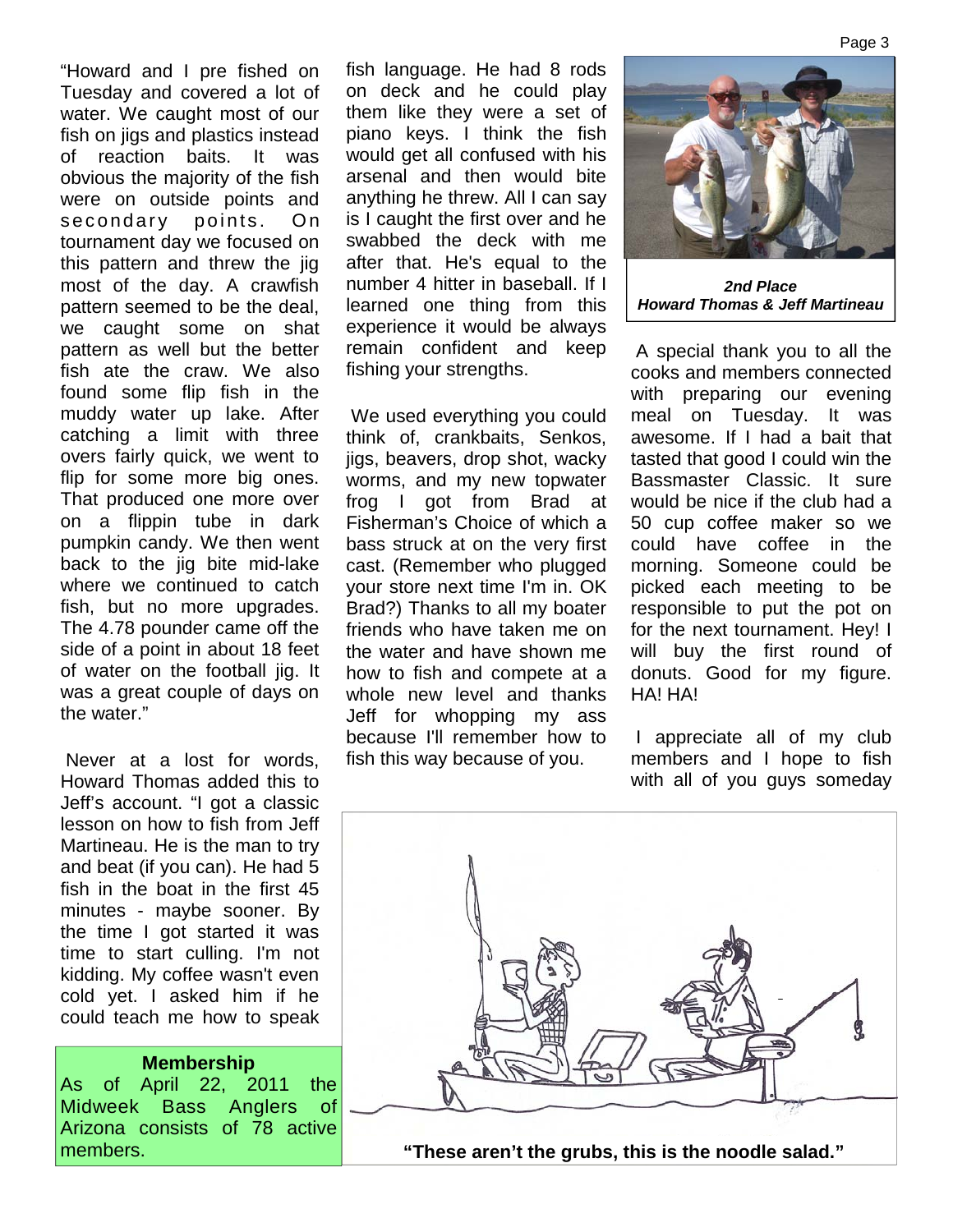"Howard and I pre fished on Tuesday and covered a lot of water. We caught most of our fish on jigs and plastics instead of reaction baits. It was obvious the majority of the fish were on outside points and secondary points. On tournament day we focused on this pattern and threw the jig most of the day. A crawfish pattern seemed to be the deal, we caught some on shat pattern as well but the better fish ate the craw. We also found some flip fish in the muddy water up lake. After catching a limit with three overs fairly quick, we went to flip for some more big ones. That produced one more over on a flippin tube in dark pumpkin candy. We then went back to the jig bite mid-lake where we continued to catch fish, but no more upgrades. The 4.78 pounder came off the side of a point in about 18 feet of water on the football jig. It was a great couple of days on the water."

Never at a lost for words, Howard Thomas added this to Jeff's account. "I got a classic lesson on how to fish from Jeff Martineau. He is the man to try and beat (if you can). He had 5 fish in the boat in the first 45 minutes - maybe sooner. By the time I got started it was time to start culling. I'm not kidding. My coffee wasn't even cold yet. I asked him if he could teach me how to speak fish language. He had 8 rods on deck and he could play them like they were a set of piano keys. I think the fish would get all confused with his arsenal and then would bite anything he threw. All I can say is I caught the first over and he swabbed the deck with me after that. He's equal to the number 4 hitter in baseball. If I learned one thing from this experience it would be always remain confident and keep fishing your strengths.

We used everything you could think of, crankbaits, Senkos, jigs, beavers, drop shot, wacky worms, and my new topwater frog I got from Brad at Fisherman's Choice of which a bass struck at on the very first cast. (Remember who plugged your store next time I'm in. OK Brad?) Thanks to all my boater friends who have taken me on the water and have shown me how to fish and compete at a whole new level and thanks Jeff for whopping my ass because I'll remember how to fish this way because of you.

***2nd Place***
***Howard Thomas & Jeff Martineau***

A special thank you to all the cooks and members connected with preparing our evening meal on Tuesday. It was awesome. If I had a bait that tasted that good I could win the Bassmaster Classic. It sure would be nice if the club had a 50 cup coffee maker so we could have coffee in the morning. Someone could be picked each meeting to be responsible to put the pot on for the next tournament. Hey! I will buy the first round of donuts. Good for my figure. HA! HA!

I appreciate all of my club members and I hope to fish with all of you guys someday

**Membership**

As of April 22, 2011 the Midweek Bass Anglers of Arizona consists of 78 active members.

**"These aren't the grubs, this is the noodle salad."**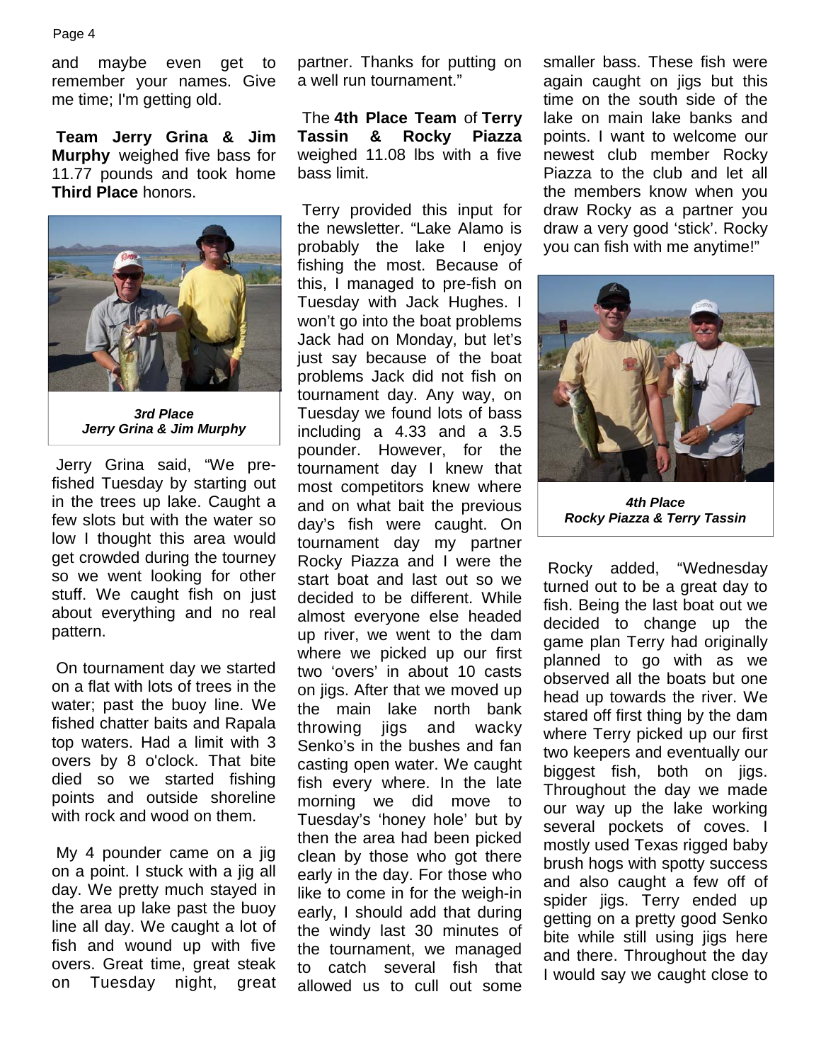and maybe even get to remember your names. Give me time; I'm getting old.

**Team Jerry Grina & Jim Murphy** weighed five bass for 11.77 pounds and took home **Third Place** honors.

***3rd Place***
***Jerry Grina & Jim Murphy***

Jerry Grina said, "We pre-fished Tuesday by starting out in the trees up lake. Caught a few slots but with the water so low I thought this area would get crowded during the tourney so we went looking for other stuff. We caught fish on just about everything and no real pattern.

On tournament day we started on a flat with lots of trees in the water; past the buoy line. We fished chatter baits and Rapala top waters. Had a limit with 3 overs by 8 o'clock. That bite died so we started fishing points and outside shoreline with rock and wood on them.

My 4 pounder came on a jig on a point. I stuck with a jig all day. We pretty much stayed in the area up lake past the buoy line all day. We caught a lot of fish and wound up with five overs. Great time, great steak on Tuesday night, great partner. Thanks for putting on a well run tournament."

The **4th Place Team** of **Terry Tassin & Rocky Piazza** weighed 11.08 lbs with a five bass limit.

Terry provided this input for the newsletter. "Lake Alamo is probably the lake I enjoy fishing the most. Because of this, I managed to pre-fish on Tuesday with Jack Hughes. I won't go into the boat problems Jack had on Monday, but let's just say because of the boat problems Jack did not fish on tournament day. Any way, on Tuesday we found lots of bass including a 4.33 and a 3.5 pounder. However, for the tournament day I knew that most competitors knew where and on what bait the previous day's fish were caught. On tournament day my partner Rocky Piazza and I were the start boat and last out so we decided to be different. While almost everyone else headed up river, we went to the dam where we picked up our first two 'overs' in about 10 casts on jigs. After that we moved up the main lake north bank throwing jigs and wacky Senko's in the bushes and fan casting open water. We caught fish every where. In the late morning we did move to Tuesday's 'honey hole' but by then the area had been picked clean by those who got there early in the day. For those who like to come in for the weigh-in early, I should add that during the windy last 30 minutes of the tournament, we managed to catch several fish that allowed us to cull out some smaller bass. These fish were again caught on jigs but this time on the south side of the lake on main lake banks and points. I want to welcome our newest club member Rocky Piazza to the club and let all the members know when you draw Rocky as a partner you draw a very good 'stick'. Rocky you can fish with me anytime!"

***4th Place***
***Rocky Piazza & Terry Tassin***

Rocky added, "Wednesday turned out to be a great day to fish. Being the last boat out we decided to change up the game plan Terry had originally planned to go with as we observed all the boats but one head up towards the river. We stared off first thing by the dam where Terry picked up our first two keepers and eventually our biggest fish, both on jigs. Throughout the day we made our way up the lake working several pockets of coves. I mostly used Texas rigged baby brush hogs with spotty success and also caught a few off of spider jigs. Terry ended up getting on a pretty good Senko bite while still using jigs here and there. Throughout the day I would say we caught close to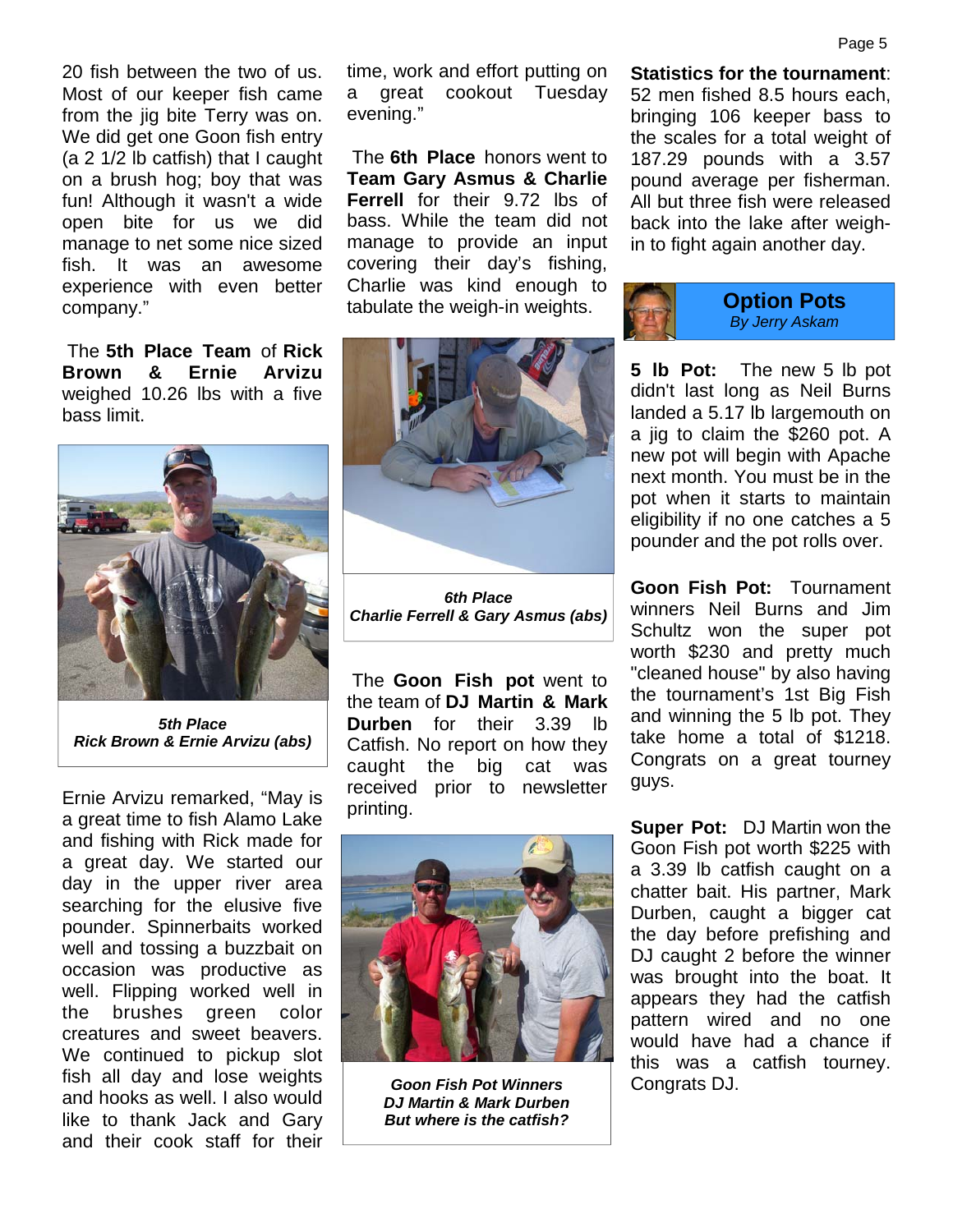20 fish between the two of us. Most of our keeper fish came from the jig bite Terry was on. We did get one Goon fish entry (a 2 1/2 lb catfish) that I caught on a brush hog; boy that was fun! Although it wasn't a wide open bite for us we did manage to net some nice sized fish. It was an awesome experience with even better company."

The **5th Place Team** of **Rick Brown & Ernie Arvizu** weighed 10.26 lbs with a five bass limit.

***5th Place***
***Rick Brown & Ernie Arvizu (abs)***

Ernie Arvizu remarked, "May is a great time to fish Alamo Lake and fishing with Rick made for a great day. We started our day in the upper river area searching for the elusive five pounder. Spinnerbaits worked well and tossing a buzzbait on occasion was productive as well. Flipping worked well in the brushes green color creatures and sweet beavers. We continued to pickup slot fish all day and lose weights and hooks as well. I also would like to thank Jack and Gary and their cook staff for their time, work and effort putting on a great cookout Tuesday evening."

The **6th Place** honors went to **Team Gary Asmus & Charlie Ferrell** for their 9.72 lbs of bass. While the team did not manage to provide an input covering their day's fishing, Charlie was kind enough to tabulate the weigh-in weights.

***6th Place***
***Charlie Ferrell & Gary Asmus (abs)***

The **Goon Fish pot** went to the team of **DJ Martin & Mark Durben** for their 3.39 lb Catfish. No report on how they caught the big cat was received prior to newsletter printing.

***Goon Fish Pot Winners***
***DJ Martin & Mark Durben***
***But where is the catfish?***

**Statistics for the tournament**: 52 men fished 8.5 hours each, bringing 106 keeper bass to the scales for a total weight of 187.29 pounds with a 3.57 pound average per fisherman. All but three fish were released back into the lake after weigh-in to fight again another day.

## Option Pots
*By Jerry Askam*

**5 lb Pot:** The new 5 lb pot didn't last long as Neil Burns landed a 5.17 lb largemouth on a jig to claim the $260 pot. A new pot will begin with Apache next month. You must be in the pot when it starts to maintain eligibility if no one catches a 5 pounder and the pot rolls over.

**Goon Fish Pot:** Tournament winners Neil Burns and Jim Schultz won the super pot worth $230 and pretty much "cleaned house" by also having the tournament's 1st Big Fish and winning the 5 lb pot. They take home a total of $1218. Congrats on a great tourney guys.

**Super Pot:** DJ Martin won the Goon Fish pot worth $225 with a 3.39 lb catfish caught on a chatter bait. His partner, Mark Durben, caught a bigger cat the day before prefishing and DJ caught 2 before the winner was brought into the boat. It appears they had the catfish pattern wired and no one would have had a chance if this was a catfish tourney. Congrats DJ.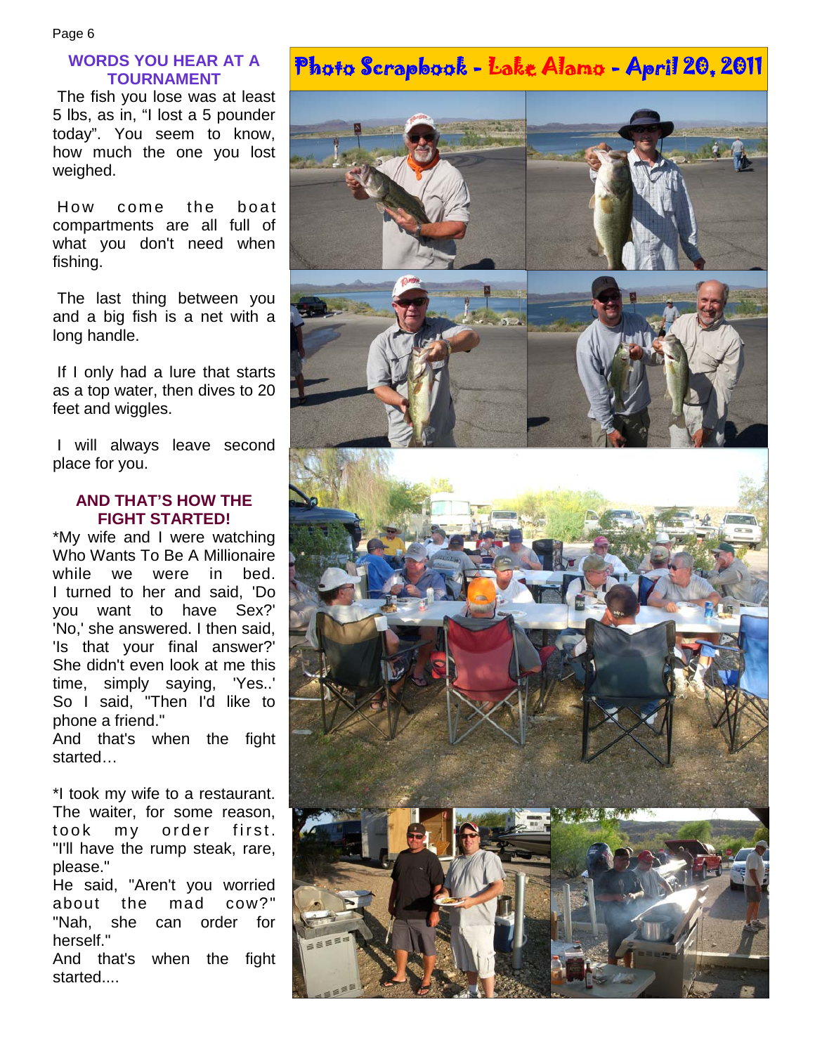## WORDS YOU HEAR AT A TOURNAMENT

The fish you lose was at least 5 lbs, as in, “I lost a 5 pounder today”. You seem to know, how much the one you lost weighed.

How come the boat compartments are all full of what you don't need when fishing.

The last thing between you and a big fish is a net with a long handle.

If I only had a lure that starts as a top water, then dives to 20 feet and wiggles.

I will always leave second place for you.

## AND THAT’S HOW THE FIGHT STARTED!

*My wife and I were watching Who Wants To Be A Millionaire while we were in bed. I turned to her and said, 'Do you want to have Sex?' 'No,' she answered. I then said, 'Is that your final answer?' She didn't even look at me this time, simply saying, 'Yes..' So I said, "Then I'd like to phone a friend."
And that's when the fight started…

*I took my wife to a restaurant. The waiter, for some reason, took my order first. "I'll have the rump steak, rare, please."
He said, "Aren't you worried about the mad cow?"
"Nah, she can order for herself."
And that's when the fight started....

## Photo Scrapbook - Lake Alamo - April 20, 2011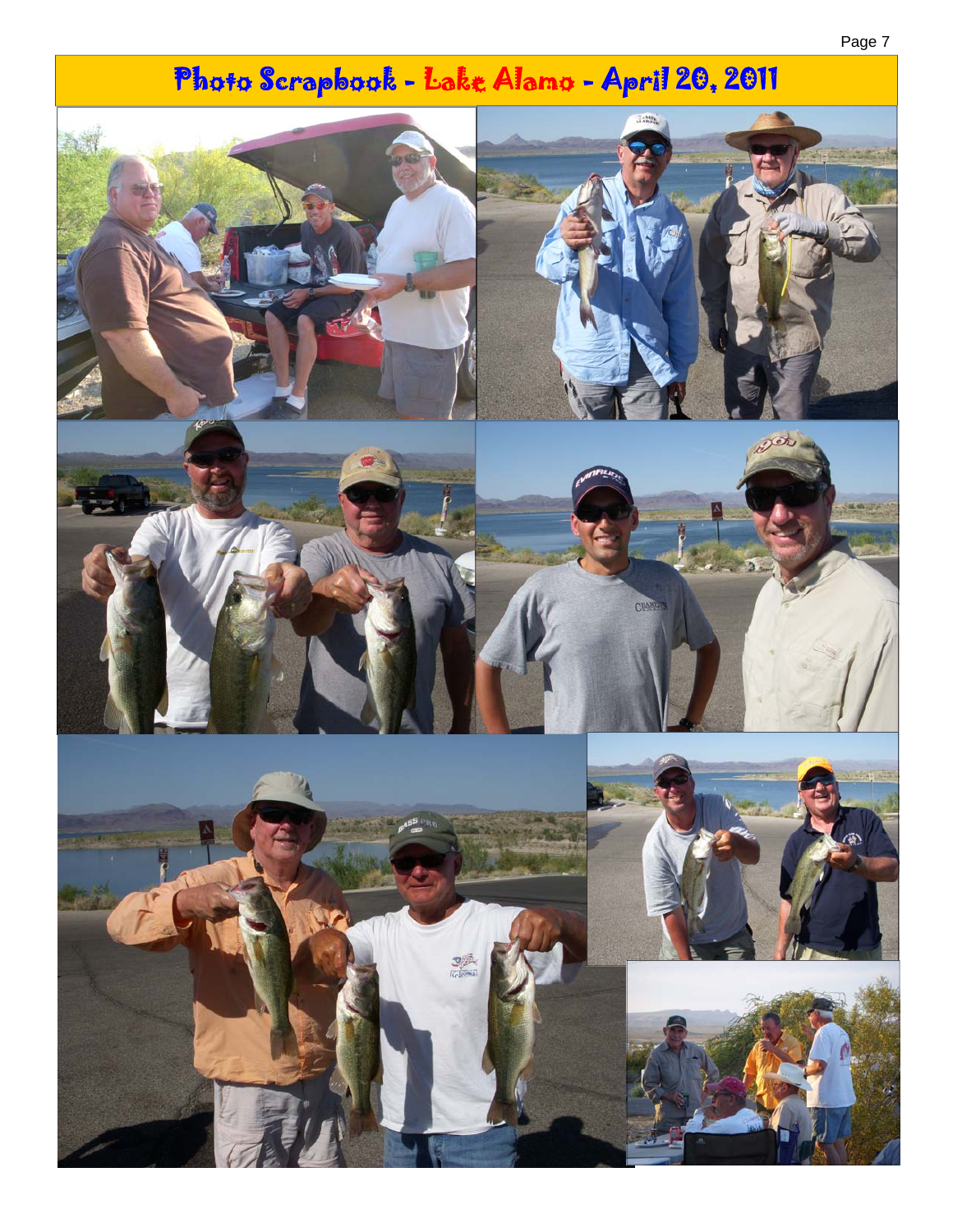# Photo Scrapbook - Lake Alamo - April 20, 2011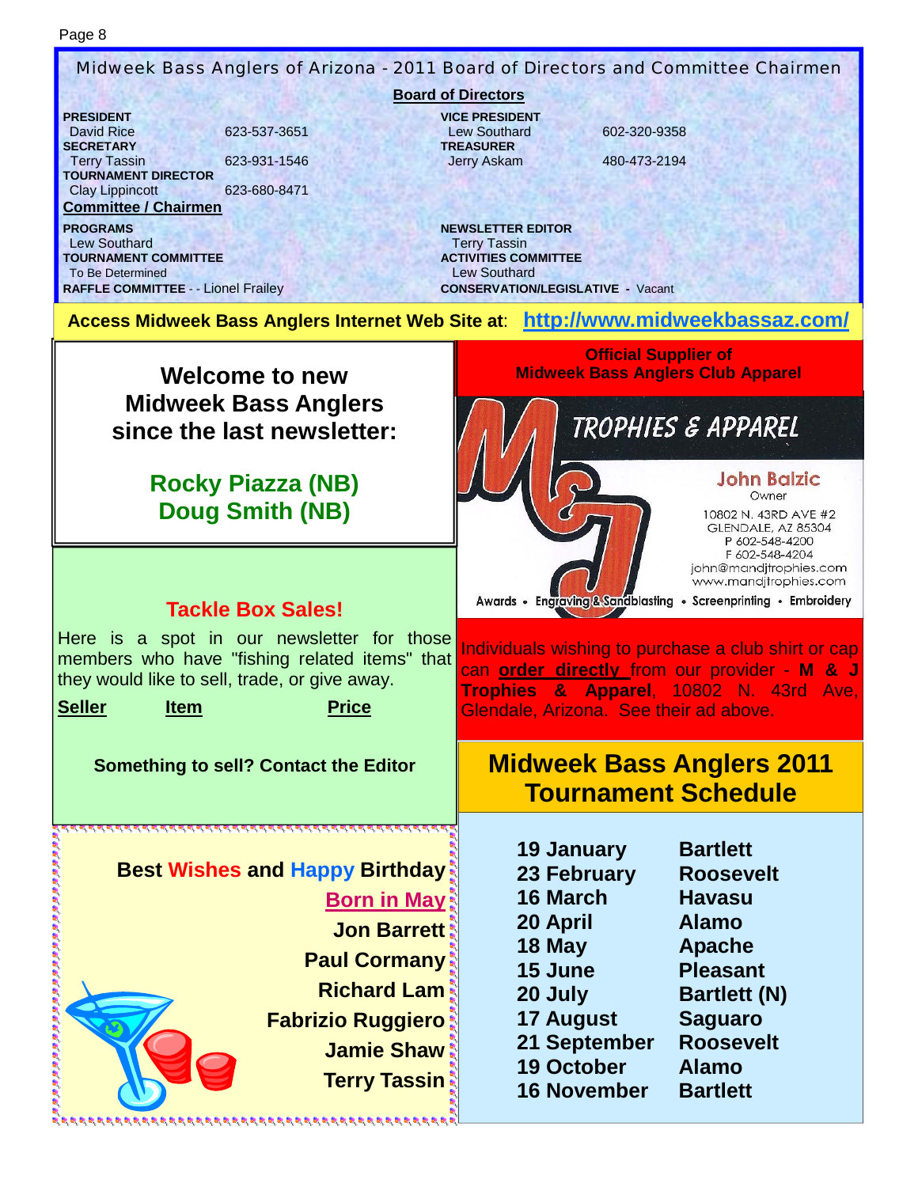## Midweek Bass Anglers of Arizona - 2011 Board of Directors and Committee Chairmen

### Board of Directors

**PRESIDENT**
David Rice 623-537-3651

**VICE PRESIDENT**
Lew Southard 602-320-9358

**SECRETARY**
Terry Tassin 623-931-1546

**TREASURER**
Jerry Askam 480-473-2194

**TOURNAMENT DIRECTOR**
Clay Lippincott 623-680-8471

### Committee / Chairmen

**PROGRAMS**
Lew Southard

**NEWSLETTER EDITOR**
Terry Tassin

**TOURNAMENT COMMITTEE**
To Be Determined

**ACTIVITIES COMMITTEE**
Lew Southard

**RAFFLE COMMITTEE** - - Lionel Frailey

**CONSERVATION/LEGISLATIVE** - Vacant

**Access Midweek Bass Anglers Internet Web Site at**: **http://www.midweekbassaz.com/**

## Welcome to new Midweek Bass Anglers since the last newsletter:

**Rocky Piazza (NB)**
**Doug Smith (NB)**

## Tackle Box Sales!

Here is a spot in our newsletter for those members who have "fishing related items" that they would like to sell, trade, or give away.

| Seller | Item | Price |
|---|---|---|

**Something to sell? Contact the Editor**

**Best Wishes and Happy Birthday**

**Born in May**

**Jon Barrett**
**Paul Cormany**
**Richard Lam**
**Fabrizio Ruggiero**
**Jamie Shaw**
**Terry Tassin**

**Official Supplier of Midweek Bass Anglers Club Apparel**

M&J TROPHIES & APPAREL
John Balzic
Owner
10802 N. 43RD AVE #2
GLENDALE, AZ 85304
P 602-548-4200
F 602-548-4204
john@mandjtrophies.com
www.mandjtrophies.com
Awards • Engraving & Sandblasting • Screenprinting • Embroidery

Individuals wishing to purchase a club shirt or cap can **order directly** from our provider - **M & J Trophies & Apparel**, 10802 N. 43rd Ave, Glendale, Arizona. See their ad above.

## Midweek Bass Anglers 2011 Tournament Schedule

| | |
|---|---|
| 19 January | Bartlett |
| 23 February | Roosevelt |
| 16 March | Havasu |
| 20 April | Alamo |
| 18 May | Apache |
| 15 June | Pleasant |
| 20 July | Bartlett (N) |
| 17 August | Saguaro |
| 21 September | Roosevelt |
| 19 October | Alamo |
| 16 November | Bartlett |